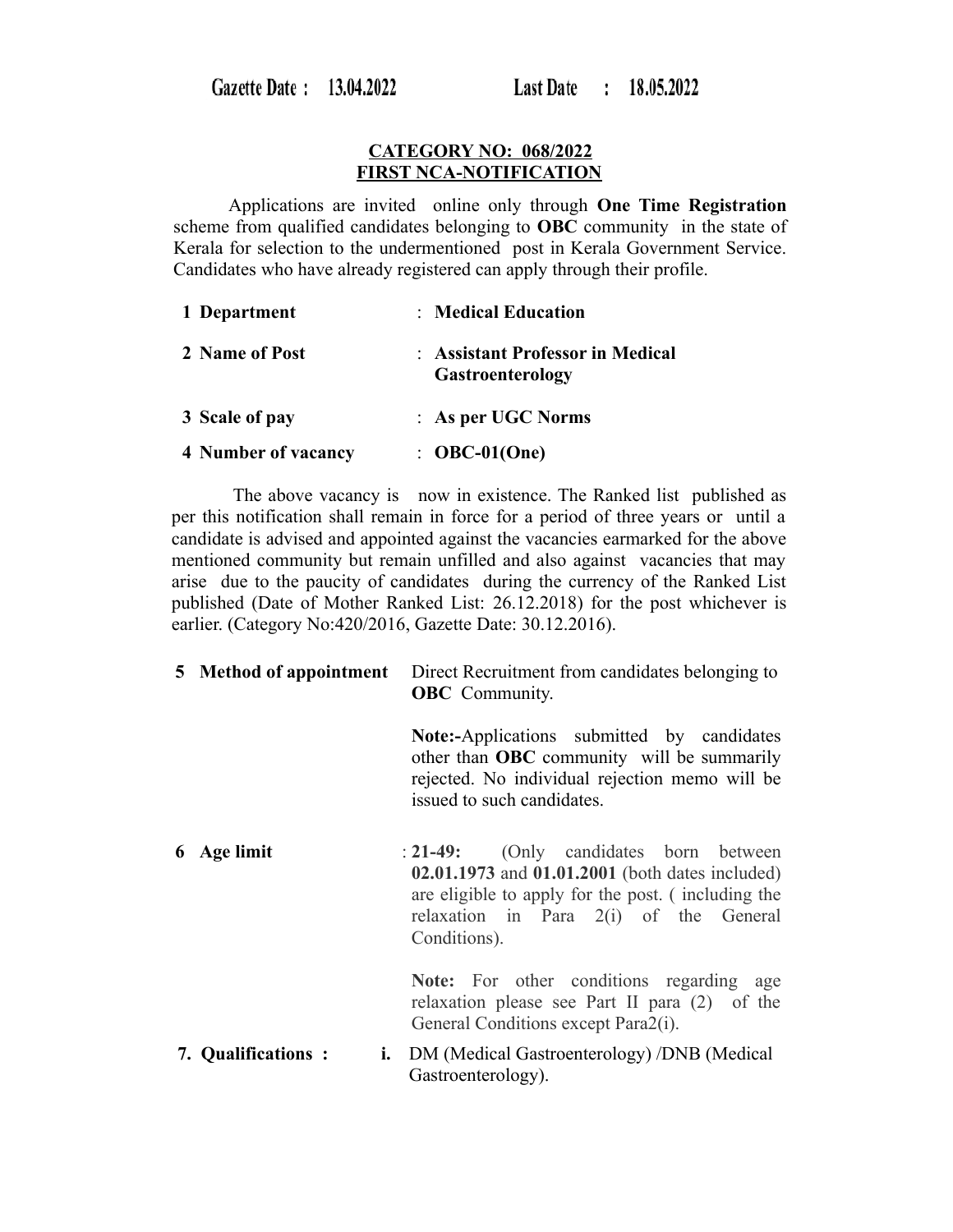**Gazette Date : 13.04.2022 Last Date : 18.05.2022**

**CATEGORY NO: 068/2022**
**FIRST NCA-NOTIFICATION**

Applications are invited online only through **One Time Registration** scheme from qualified candidates belonging to **OBC** community in the state of Kerala for selection to the undermentioned post in Kerala Government Service. Candidates who have already registered can apply through their profile.

| | | |
|---|---|---|
| **1 Department** | : | **Medical Education** |
| **2 Name of Post** | : | **Assistant Professor in Medical Gastroenterology** |
| **3 Scale of pay** | : | **As per UGC Norms** |
| **4 Number of vacancy** | : | **OBC-01(One)** |

The above vacancy is now in existence. The Ranked list published as per this notification shall remain in force for a period of three years or until a candidate is advised and appointed against the vacancies earmarked for the above mentioned community but remain unfilled and also against vacancies that may arise due to the paucity of candidates during the currency of the Ranked List published (Date of Mother Ranked List: 26.12.2018) for the post whichever is earlier. (Category No:420/2016, Gazette Date: 30.12.2016).

**5 Method of appointment**

Direct Recruitment from candidates belonging to **OBC** Community.

**Note:-**Applications submitted by candidates other than **OBC** community will be summarily rejected. No individual rejection memo will be issued to such candidates.

**6 Age limit** : **21-49:** (Only candidates born between **02.01.1973** and **01.01.2001** (both dates included) are eligible to apply for the post. ( including the relaxation in Para 2(i) of the General Conditions).

**Note:** For other conditions regarding age relaxation please see Part II para (2) of the General Conditions except Para2(i).

**7. Qualifications :**

**i.** DM (Medical Gastroenterology) /DNB (Medical Gastroenterology).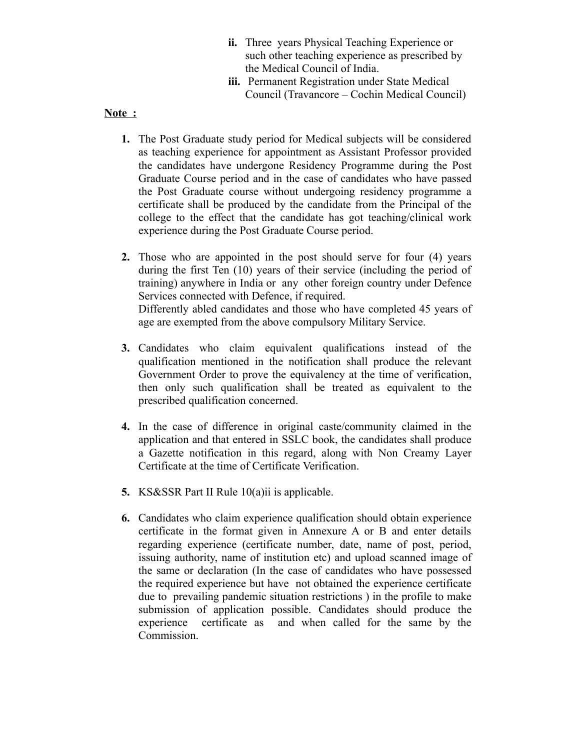ii. Three years Physical Teaching Experience or such other teaching experience as prescribed by the Medical Council of India.

iii. Permanent Registration under State Medical Council (Travancore – Cochin Medical Council)

**Note :**

1. The Post Graduate study period for Medical subjects will be considered as teaching experience for appointment as Assistant Professor provided the candidates have undergone Residency Programme during the Post Graduate Course period and in the case of candidates who have passed the Post Graduate course without undergoing residency programme a certificate shall be produced by the candidate from the Principal of the college to the effect that the candidate has got teaching/clinical work experience during the Post Graduate Course period.

2. Those who are appointed in the post should serve for four (4) years during the first Ten (10) years of their service (including the period of training) anywhere in India or any other foreign country under Defence Services connected with Defence, if required.
   Differently abled candidates and those who have completed 45 years of age are exempted from the above compulsory Military Service.

3. Candidates who claim equivalent qualifications instead of the qualification mentioned in the notification shall produce the relevant Government Order to prove the equivalency at the time of verification, then only such qualification shall be treated as equivalent to the prescribed qualification concerned.

4. In the case of difference in original caste/community claimed in the application and that entered in SSLC book, the candidates shall produce a Gazette notification in this regard, along with Non Creamy Layer Certificate at the time of Certificate Verification.

5. KS&SSR Part II Rule 10(a)ii is applicable.

6. Candidates who claim experience qualification should obtain experience certificate in the format given in Annexure A or B and enter details regarding experience (certificate number, date, name of post, period, issuing authority, name of institution etc) and upload scanned image of the same or declaration (In the case of candidates who have possessed the required experience but have not obtained the experience certificate due to prevailing pandemic situation restrictions ) in the profile to make submission of application possible. Candidates should produce the experience certificate as and when called for the same by the Commission.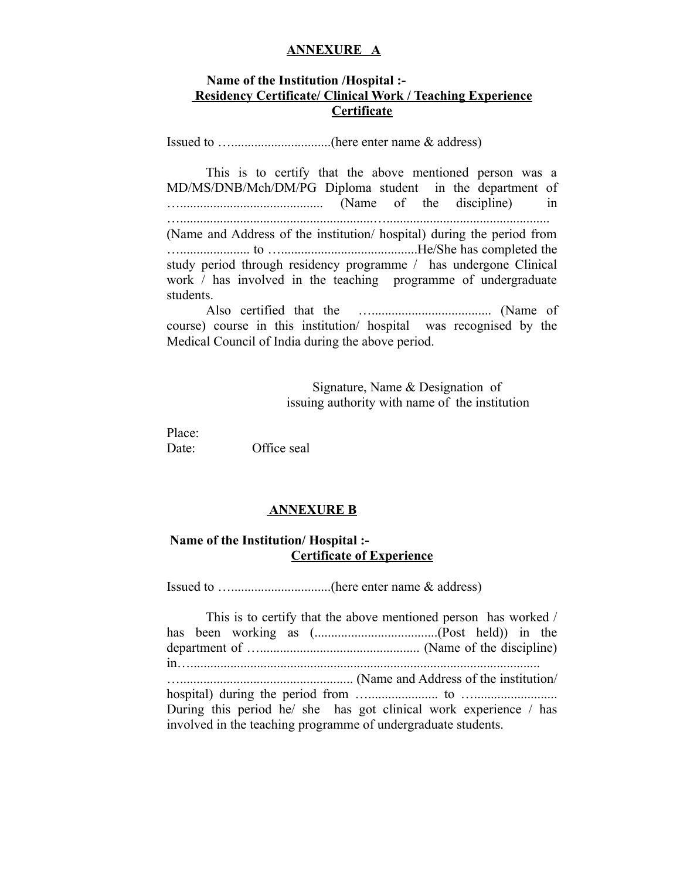## ANNEXURE A

**Name of the Institution /Hospital :-**

**Residency Certificate/ Clinical Work / Teaching Experience Certificate**

Issued to …..............................(here enter name & address)

This is to certify that the above mentioned person was a MD/MS/DNB/Mch/DM/PG Diploma student in the department of …......................................... (Name of the discipline) in …......................................................…................................................ (Name and Address of the institution/ hospital) during the period from …..................... to ….........................................He/She has completed the study period through residency programme / has undergone Clinical work / has involved in the teaching programme of undergraduate students.

Also certified that the ….................................... (Name of course) course in this institution/ hospital was recognised by the Medical Council of India during the above period.

Signature, Name & Designation of
issuing authority with name of the institution

Place:

Date: Office seal

## ANNEXURE B

**Name of the Institution/ Hospital :-**

**Certificate of Experience**

Issued to …..............................(here enter name & address)

This is to certify that the above mentioned person has worked / has been working as (....................................(Post held)) in the department of …............................................... (Name of the discipline) in…....................................................................................................... …................................................... (Name and Address of the institution/ hospital) during the period from …..................... to …........................ During this period he/ she has got clinical work experience / has involved in the teaching programme of undergraduate students.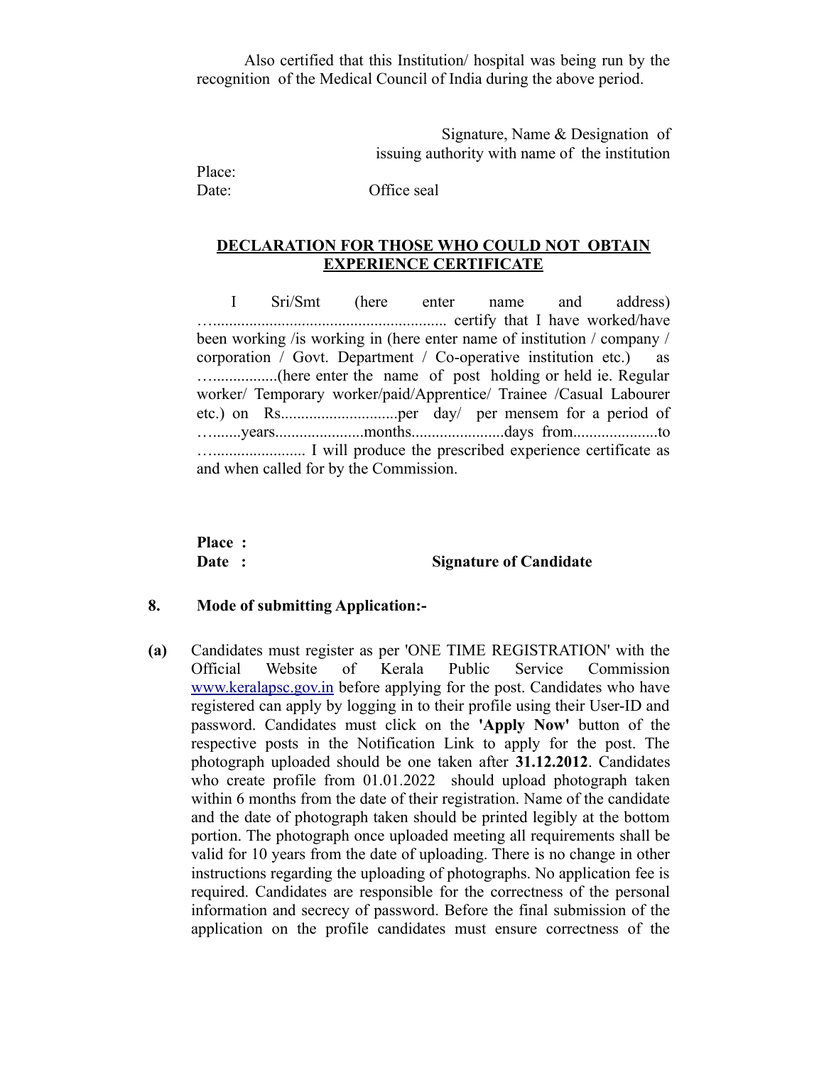Also certified that this Institution/ hospital was being run by the recognition of the Medical Council of India during the above period.

Signature, Name & Designation of issuing authority with name of the institution

Place:

Date: Office seal

**DECLARATION FOR THOSE WHO COULD NOT OBTAIN EXPERIENCE CERTIFICATE**

I Sri/Smt (here enter name and address) …......................................................... certify that I have worked/have been working /is working in (here enter name of institution / company / corporation / Govt. Department / Co-operative institution etc.) as …................(here enter the name of post holding or held ie. Regular worker/ Temporary worker/paid/Apprentice/ Trainee /Casual Labourer etc.) on Rs............................per day/ per mensem for a period of …......years.....................months......................days from....................to …...................... I will produce the prescribed experience certificate as and when called for by the Commission.

**Place :**

**Date :** **Signature of Candidate**

**8. Mode of submitting Application:-**

**(a)** Candidates must register as per 'ONE TIME REGISTRATION' with the Official Website of Kerala Public Service Commission www.keralapsc.gov.in before applying for the post. Candidates who have registered can apply by logging in to their profile using their User-ID and password. Candidates must click on the **'Apply Now'** button of the respective posts in the Notification Link to apply for the post. The photograph uploaded should be one taken after **31.12.2012**. Candidates who create profile from 01.01.2022 should upload photograph taken within 6 months from the date of their registration. Name of the candidate and the date of photograph taken should be printed legibly at the bottom portion. The photograph once uploaded meeting all requirements shall be valid for 10 years from the date of uploading. There is no change in other instructions regarding the uploading of photographs. No application fee is required. Candidates are responsible for the correctness of the personal information and secrecy of password. Before the final submission of the application on the profile candidates must ensure correctness of the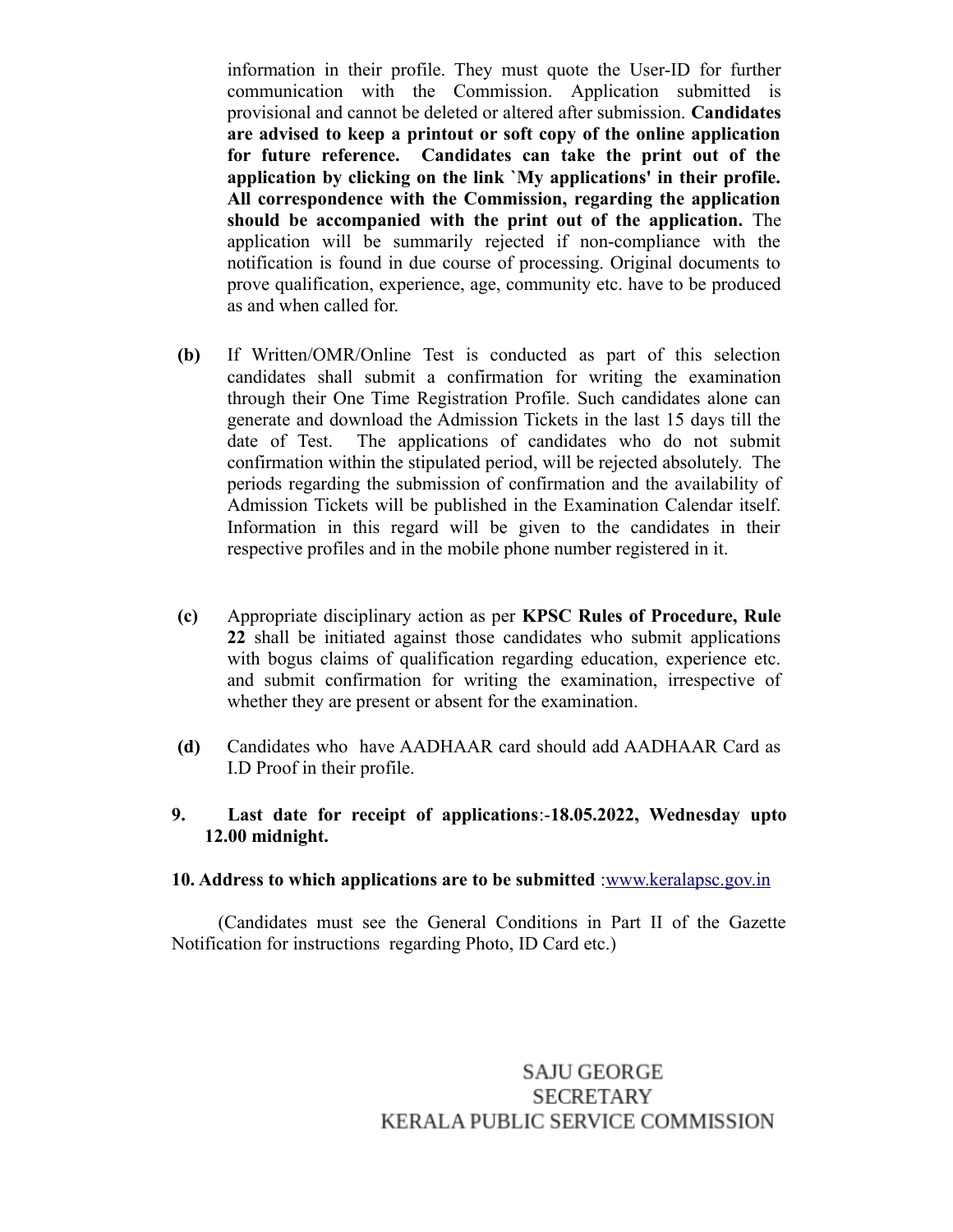information in their profile. They must quote the User-ID for further communication with the Commission. Application submitted is provisional and cannot be deleted or altered after submission. **Candidates are advised to keep a printout or soft copy of the online application for future reference. Candidates can take the print out of the application by clicking on the link `My applications' in their profile. All correspondence with the Commission, regarding the application should be accompanied with the print out of the application.** The application will be summarily rejected if non-compliance with the notification is found in due course of processing. Original documents to prove qualification, experience, age, community etc. have to be produced as and when called for.

**(b)** If Written/OMR/Online Test is conducted as part of this selection candidates shall submit a confirmation for writing the examination through their One Time Registration Profile. Such candidates alone can generate and download the Admission Tickets in the last 15 days till the date of Test. The applications of candidates who do not submit confirmation within the stipulated period, will be rejected absolutely. The periods regarding the submission of confirmation and the availability of Admission Tickets will be published in the Examination Calendar itself. Information in this regard will be given to the candidates in their respective profiles and in the mobile phone number registered in it.

**(c)** Appropriate disciplinary action as per **KPSC Rules of Procedure, Rule 22** shall be initiated against those candidates who submit applications with bogus claims of qualification regarding education, experience etc. and submit confirmation for writing the examination, irrespective of whether they are present or absent for the examination.

**(d)** Candidates who have AADHAAR card should add AADHAAR Card as I.D Proof in their profile.

**9. Last date for receipt of applications**:-**18.05.2022, Wednesday upto 12.00 midnight.**

**10. Address to which applications are to be submitted** :www.keralapsc.gov.in

(Candidates must see the General Conditions in Part II of the Gazette Notification for instructions regarding Photo, ID Card etc.)

SAJU GEORGE
SECRETARY
KERALA PUBLIC SERVICE COMMISSION